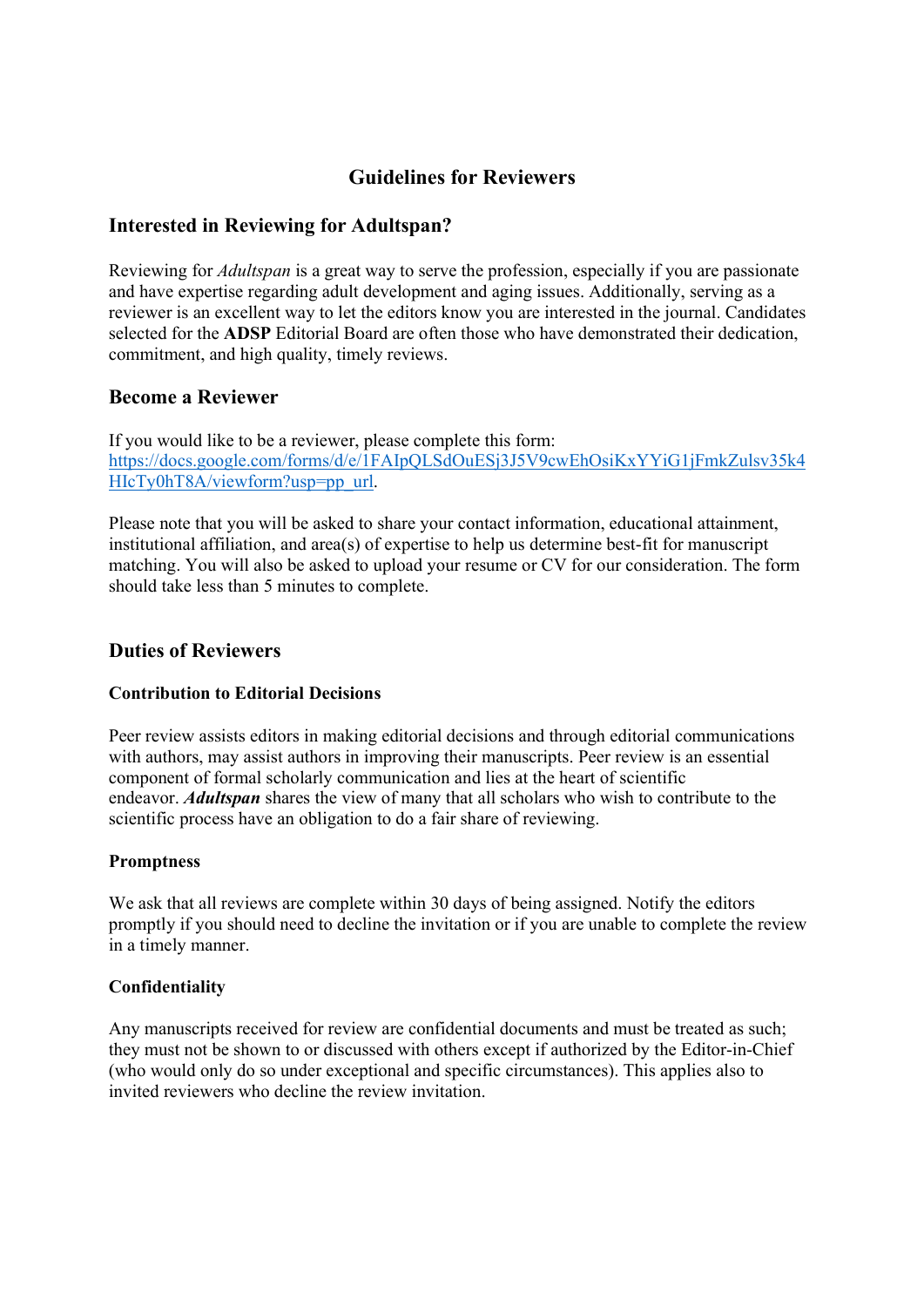# Guidelines for Reviewers

## Interested in Reviewing for Adultspan?

Reviewing for *Adultspan* is a great way to serve the profession, especially if you are passionate and have expertise regarding adult development and aging issues. Additionally, serving as a reviewer is an excellent way to let the editors know you are interested in the journal. Candidates selected for the **ADSP** Editorial Board are often those who have demonstrated their dedication, commitment, and high quality, timely reviews.

## Become a Reviewer

If you would like to be a reviewer, please complete this form: [https://docs.google.com/forms/d/e/1FAIpQLSdOuESj3J5V9cwEhOsiKxYYiG1jFmkZulsv35k4HIcTy0hT8A/viewform?usp=pp_url](https://docs.google.com/forms/d/e/1FAIpQLSdOuESj3J5V9cwEhOsiKxYYiG1jFmkZulsv35k4HIcTy0hT8A/viewform?usp=pp_url).

Please note that you will be asked to share your contact information, educational attainment, institutional affiliation, and area(s) of expertise to help us determine best-fit for manuscript matching. You will also be asked to upload your resume or CV for our consideration. The form should take less than 5 minutes to complete.

## Duties of Reviewers

### Contribution to Editorial Decisions

Peer review assists editors in making editorial decisions and through editorial communications with authors, may assist authors in improving their manuscripts. Peer review is an essential component of formal scholarly communication and lies at the heart of scientific endeavor. ***Adultspan*** shares the view of many that all scholars who wish to contribute to the scientific process have an obligation to do a fair share of reviewing.

### Promptness

We ask that all reviews are complete within 30 days of being assigned. Notify the editors promptly if you should need to decline the invitation or if you are unable to complete the review in a timely manner.

### Confidentiality

Any manuscripts received for review are confidential documents and must be treated as such; they must not be shown to or discussed with others except if authorized by the Editor-in-Chief (who would only do so under exceptional and specific circumstances). This applies also to invited reviewers who decline the review invitation.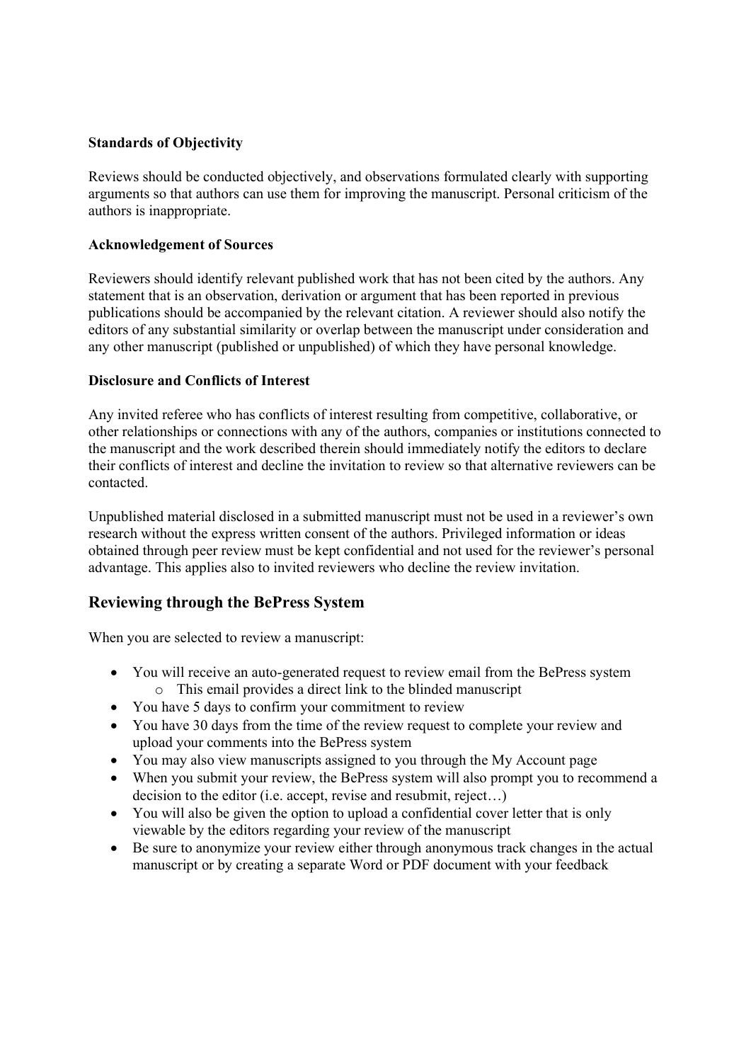**Standards of Objectivity**

Reviews should be conducted objectively, and observations formulated clearly with supporting arguments so that authors can use them for improving the manuscript. Personal criticism of the authors is inappropriate.

**Acknowledgement of Sources**

Reviewers should identify relevant published work that has not been cited by the authors. Any statement that is an observation, derivation or argument that has been reported in previous publications should be accompanied by the relevant citation. A reviewer should also notify the editors of any substantial similarity or overlap between the manuscript under consideration and any other manuscript (published or unpublished) of which they have personal knowledge.

**Disclosure and Conflicts of Interest**

Any invited referee who has conflicts of interest resulting from competitive, collaborative, or other relationships or connections with any of the authors, companies or institutions connected to the manuscript and the work described therein should immediately notify the editors to declare their conflicts of interest and decline the invitation to review so that alternative reviewers can be contacted.

Unpublished material disclosed in a submitted manuscript must not be used in a reviewer's own research without the express written consent of the authors. Privileged information or ideas obtained through peer review must be kept confidential and not used for the reviewer's personal advantage. This applies also to invited reviewers who decline the review invitation.

## Reviewing through the BePress System

When you are selected to review a manuscript:

- You will receive an auto-generated request to review email from the BePress system
  - This email provides a direct link to the blinded manuscript
- You have 5 days to confirm your commitment to review
- You have 30 days from the time of the review request to complete your review and upload your comments into the BePress system
- You may also view manuscripts assigned to you through the My Account page
- When you submit your review, the BePress system will also prompt you to recommend a decision to the editor (i.e. accept, revise and resubmit, reject…)
- You will also be given the option to upload a confidential cover letter that is only viewable by the editors regarding your review of the manuscript
- Be sure to anonymize your review either through anonymous track changes in the actual manuscript or by creating a separate Word or PDF document with your feedback